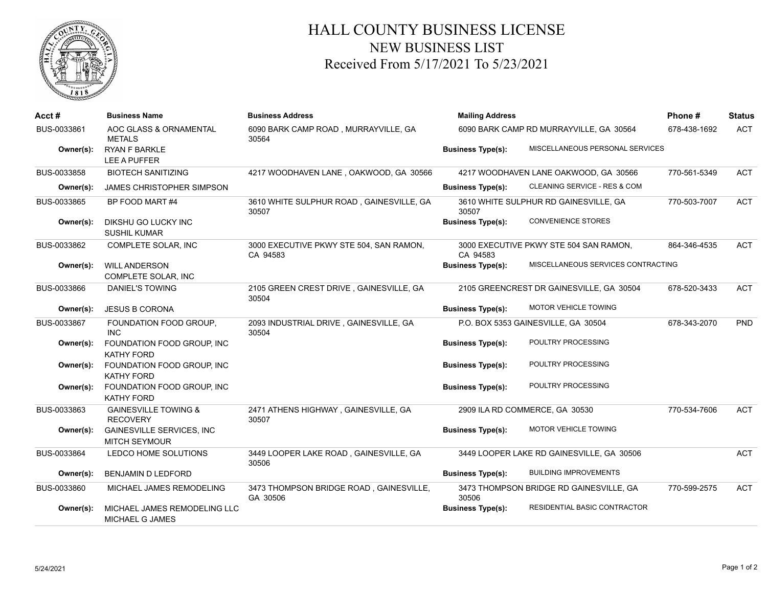# HALL COUNTY BUSINESS LICENSE

## NEW BUSINESS LIST

### Received From 5/17/2021 To 5/23/2021

| Acct # | Business Name | Business Address | Mailing Address | | Phone # | Status |
|---|---|---|---|---|---|---|
| BUS-0033861 | AOC GLASS & ORNAMENTAL METALS | 6090 BARK CAMP ROAD , MURRAYVILLE, GA 30564 | 6090 BARK CAMP RD MURRAYVILLE, GA 30564 | | 678-438-1692 | ACT |
| Owner(s): | RYAN F BARKLE<br>LEE A PUFFER | | Business Type(s): | MISCELLANEOUS PERSONAL SERVICES | | |
| BUS-0033858 | BIOTECH SANITIZING | 4217 WOODHAVEN LANE , OAKWOOD, GA 30566 | 4217 WOODHAVEN LANE OAKWOOD, GA 30566 | | 770-561-5349 | ACT |
| Owner(s): | JAMES CHRISTOPHER SIMPSON | | Business Type(s): | CLEANING SERVICE - RES & COM | | |
| BUS-0033865 | BP FOOD MART #4 | 3610 WHITE SULPHUR ROAD , GAINESVILLE, GA 30507 | 3610 WHITE SULPHUR RD GAINESVILLE, GA 30507 | | 770-503-7007 | ACT |
| Owner(s): | DIKSHU GO LUCKY INC<br>SUSHIL KUMAR | | Business Type(s): | CONVENIENCE STORES | | |
| BUS-0033862 | COMPLETE SOLAR, INC | 3000 EXECUTIVE PKWY STE 504, SAN RAMON, CA 94583 | 3000 EXECUTIVE PKWY STE 504 SAN RAMON, CA 94583 | | 864-346-4535 | ACT |
| Owner(s): | WILL ANDERSON<br>COMPLETE SOLAR, INC | | Business Type(s): | MISCELLANEOUS SERVICES CONTRACTING | | |
| BUS-0033866 | DANIEL'S TOWING | 2105 GREEN CREST DRIVE , GAINESVILLE, GA 30504 | 2105 GREENCREST DR GAINESVILLE, GA 30504 | | 678-520-3433 | ACT |
| Owner(s): | JESUS B CORONA | | Business Type(s): | MOTOR VEHICLE TOWING | | |
| BUS-0033867 | FOUNDATION FOOD GROUP, INC | 2093 INDUSTRIAL DRIVE , GAINESVILLE, GA 30504 | P.O. BOX 5353 GAINESVILLE, GA 30504 | | 678-343-2070 | PND |
| Owner(s): | FOUNDATION FOOD GROUP, INC<br>KATHY FORD | | Business Type(s): | POULTRY PROCESSING | | |
| Owner(s): | FOUNDATION FOOD GROUP, INC<br>KATHY FORD | | Business Type(s): | POULTRY PROCESSING | | |
| Owner(s): | FOUNDATION FOOD GROUP, INC<br>KATHY FORD | | Business Type(s): | POULTRY PROCESSING | | |
| BUS-0033863 | GAINESVILLE TOWING & RECOVERY | 2471 ATHENS HIGHWAY , GAINESVILLE, GA 30507 | 2909 ILA RD COMMERCE, GA 30530 | | 770-534-7606 | ACT |
| Owner(s): | GAINESVILLE SERVICES, INC<br>MITCH SEYMOUR | | Business Type(s): | MOTOR VEHICLE TOWING | | |
| BUS-0033864 | LEDCO HOME SOLUTIONS | 3449 LOOPER LAKE ROAD , GAINESVILLE, GA 30506 | 3449 LOOPER LAKE RD GAINESVILLE, GA 30506 | | | ACT |
| Owner(s): | BENJAMIN D LEDFORD | | Business Type(s): | BUILDING IMPROVEMENTS | | |
| BUS-0033860 | MICHAEL JAMES REMODELING | 3473 THOMPSON BRIDGE ROAD , GAINESVILLE, GA 30506 | 3473 THOMPSON BRIDGE RD GAINESVILLE, GA 30506 | | 770-599-2575 | ACT |
| Owner(s): | MICHAEL JAMES REMODELING LLC<br>MICHAEL G JAMES | | Business Type(s): | RESIDENTIAL BASIC CONTRACTOR | | |

5/24/2021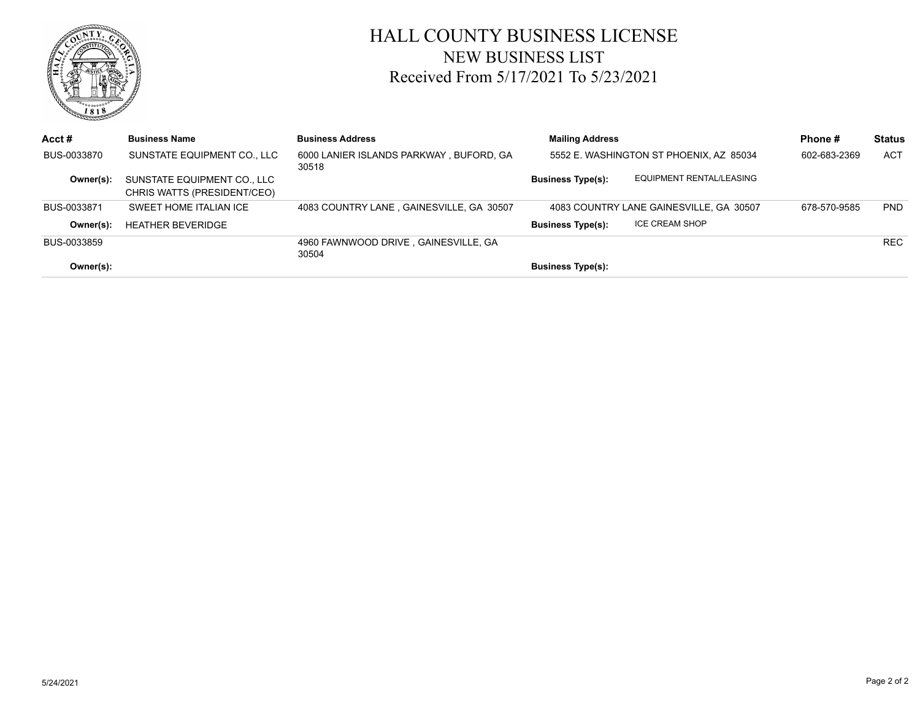# HALL COUNTY BUSINESS LICENSE
## NEW BUSINESS LIST
## Received From 5/17/2021 To 5/23/2021

| Acct # | Business Name | Business Address | Mailing Address | | Phone # | Status |
|---|---|---|---|---|---|---|
| BUS-0033870 | SUNSTATE EQUIPMENT CO., LLC | 6000 LANIER ISLANDS PARKWAY , BUFORD, GA 30518 | 5552 E. WASHINGTON ST PHOENIX, AZ 85034 | | 602-683-2369 | ACT |
| **Owner(s):** | SUNSTATE EQUIPMENT CO., LLC<br>CHRIS WATTS (PRESIDENT/CEO) | | **Business Type(s):** | EQUIPMENT RENTAL/LEASING | | |
| BUS-0033871 | SWEET HOME ITALIAN ICE | 4083 COUNTRY LANE , GAINESVILLE, GA 30507 | 4083 COUNTRY LANE GAINESVILLE, GA 30507 | | 678-570-9585 | PND |
| **Owner(s):** | HEATHER BEVERIDGE | | **Business Type(s):** | ICE CREAM SHOP | | |
| BUS-0033859 | | 4960 FAWNWOOD DRIVE , GAINESVILLE, GA 30504 | | | | REC |
| **Owner(s):** | | | **Business Type(s):** | | | |

5/24/2021